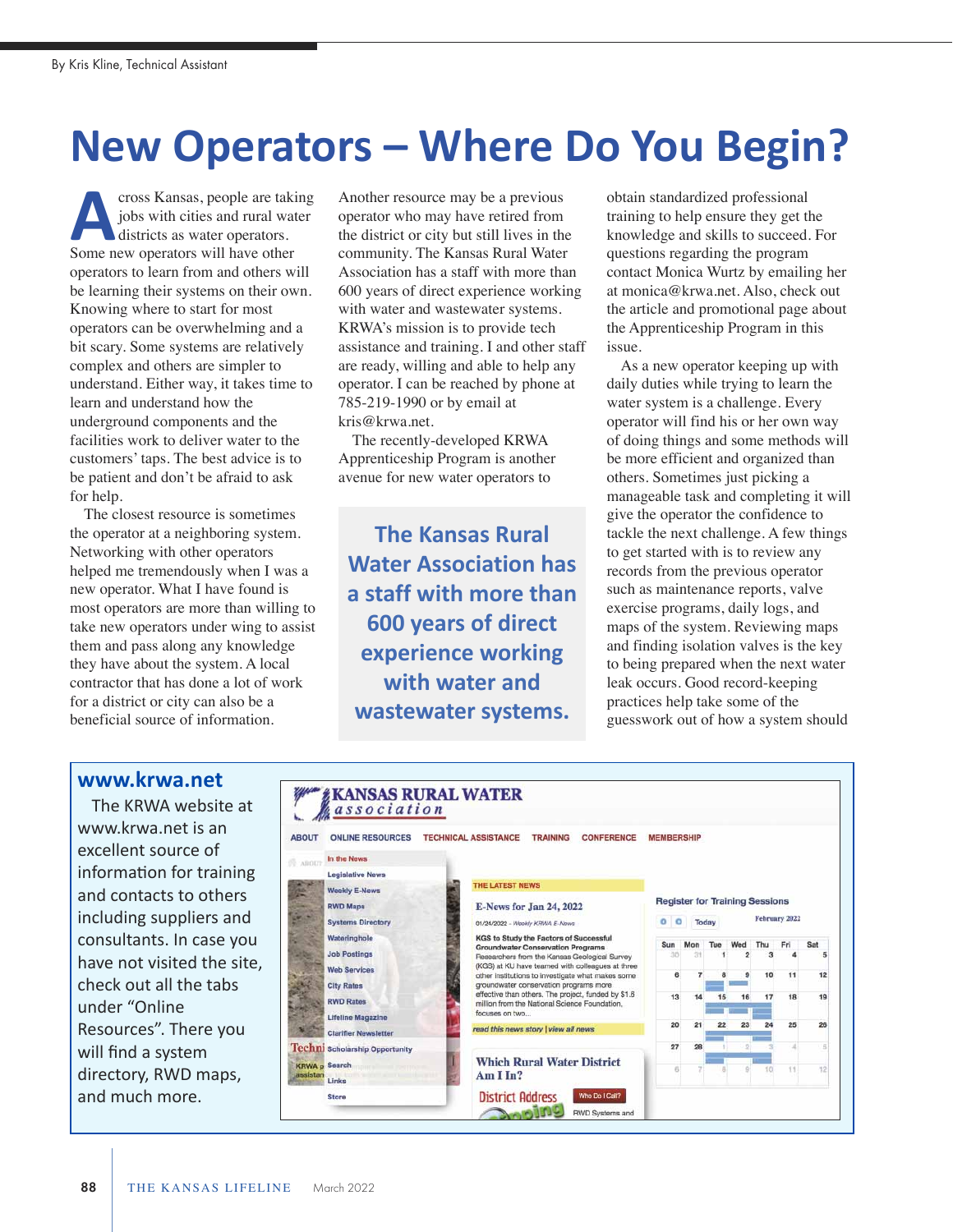By Kris Kline, Technical Assistant

# New Operators – Where Do You Begin?

Across Kansas, people are taking jobs with cities and rural water districts as water operators. Some new operators will have other operators to learn from and others will be learning their systems on their own. Knowing where to start for most operators can be overwhelming and a bit scary. Some systems are relatively complex and others are simpler to understand. Either way, it takes time to learn and understand how the underground components and the facilities work to deliver water to the customers' taps. The best advice is to be patient and don't be afraid to ask for help.

The closest resource is sometimes the operator at a neighboring system. Networking with other operators helped me tremendously when I was a new operator. What I have found is most operators are more than willing to take new operators under wing to assist them and pass along any knowledge they have about the system. A local contractor that has done a lot of work for a district or city can also be a beneficial source of information.

Another resource may be a previous operator who may have retired from the district or city but still lives in the community. The Kansas Rural Water Association has a staff with more than 600 years of direct experience working with water and wastewater systems. KRWA's mission is to provide tech assistance and training. I and other staff are ready, willing and able to help any operator. I can be reached by phone at 785-219-1990 or by email at kris@krwa.net.

The recently-developed KRWA Apprenticeship Program is another avenue for new water operators to obtain standardized professional training to help ensure they get the knowledge and skills to succeed. For questions regarding the program contact Monica Wurtz by emailing her at monica@krwa.net. Also, check out the article and promotional page about the Apprenticeship Program in this issue.

> **The Kansas Rural Water Association has a staff with more than 600 years of direct experience working with water and wastewater systems.**

As a new operator keeping up with daily duties while trying to learn the water system is a challenge. Every operator will find his or her own way of doing things and some methods will be more efficient and organized than others. Sometimes just picking a manageable task and completing it will give the operator the confidence to tackle the next challenge. A few things to get started with is to review any records from the previous operator such as maintenance reports, valve exercise programs, daily logs, and maps of the system. Reviewing maps and finding isolation valves is the key to being prepared when the next water leak occurs. Good record-keeping practices help take some of the guesswork out of how a system should

## www.krwa.net

The KRWA website at www.krwa.net is an excellent source of information for training and contacts to others including suppliers and consultants. In case you have not visited the site, check out all the tabs under "Online Resources". There you will find a system directory, RWD maps, and much more.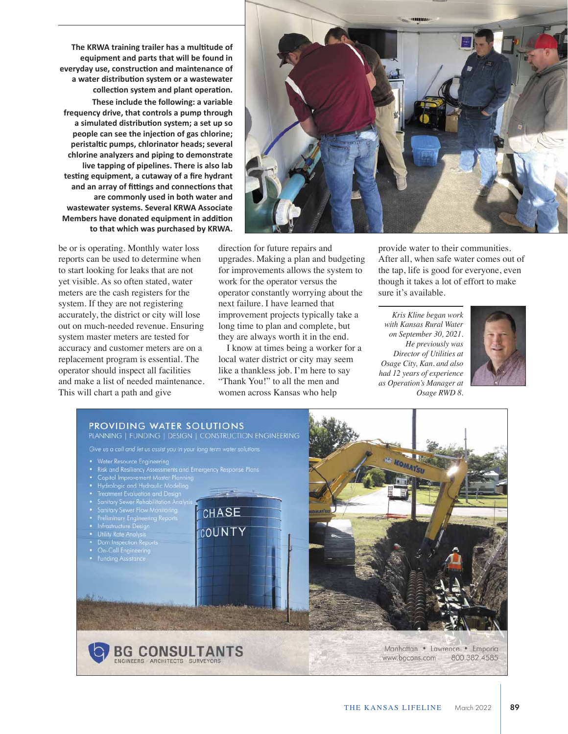**The KRWA training trailer has a multitude of equipment and parts that will be found in everyday use, construction and maintenance of a water distribution system or a wastewater collection system and plant operation. These include the following: a variable frequency drive, that controls a pump through a simulated distribution system; a set up so people can see the injection of gas chlorine; peristaltic pumps, chlorinator heads; several chlorine analyzers and piping to demonstrate live tapping of pipelines. There is also lab testing equipment, a cutaway of a fire hydrant and an array of fittings and connections that are commonly used in both water and wastewater systems. Several KRWA Associate Members have donated equipment in addition to that which was purchased by KRWA.**

be or is operating. Monthly water loss reports can be used to determine when to start looking for leaks that are not yet visible. As so often stated, water meters are the cash registers for the system. If they are not registering accurately, the district or city will lose out on much-needed revenue. Ensuring system master meters are tested for accuracy and customer meters are on a replacement program is essential. The operator should inspect all facilities and make a list of needed maintenance. This will chart a path and give direction for future repairs and upgrades. Making a plan and budgeting for improvements allows the system to work for the operator versus the operator constantly worrying about the next failure. I have learned that improvement projects typically take a long time to plan and complete, but they are always worth it in the end.

I know at times being a worker for a local water district or city may seem like a thankless job. I'm here to say "Thank You!" to all the men and women across Kansas who help provide water to their communities. After all, when safe water comes out of the tap, life is good for everyone, even though it takes a lot of effort to make sure it's available.

*Kris Kline began work with Kansas Rural Water on September 30, 2021. He previously was Director of Utilities at Osage City, Kan. and also had 12 years of experience as Operation's Manager at Osage RWD 8.*

PROVIDING WATER SOLUTIONS

PLANNING | FUNDING | DESIGN | CONSTRUCTION ENGINEERING

*Give us a call and let us assist you in your long term water solutions*

- Water Resource Engineering
- Risk and Resiliency Assessments and Emergency Response Plans
- Capital Improvement Master Planning
- Hydrologic and Hydraulic Modeling
- Treatment Evaluation and Design
- Sanitary Sewer Rehabilitation Analysis
- Sanitary Sewer Flow Monitoring
- Preliminary Engineering Reports
- Infrastructure Design
- Utility Rate Analysis
- Dam Inspection Reports
- On-Call Engineering
- Funding Assistance

BG CONSULTANTS
ENGINEERS · ARCHITECTS · SURVEYORS

Manhattan • Lawrence • Emporia
www.bgcons.com 800.382.4585